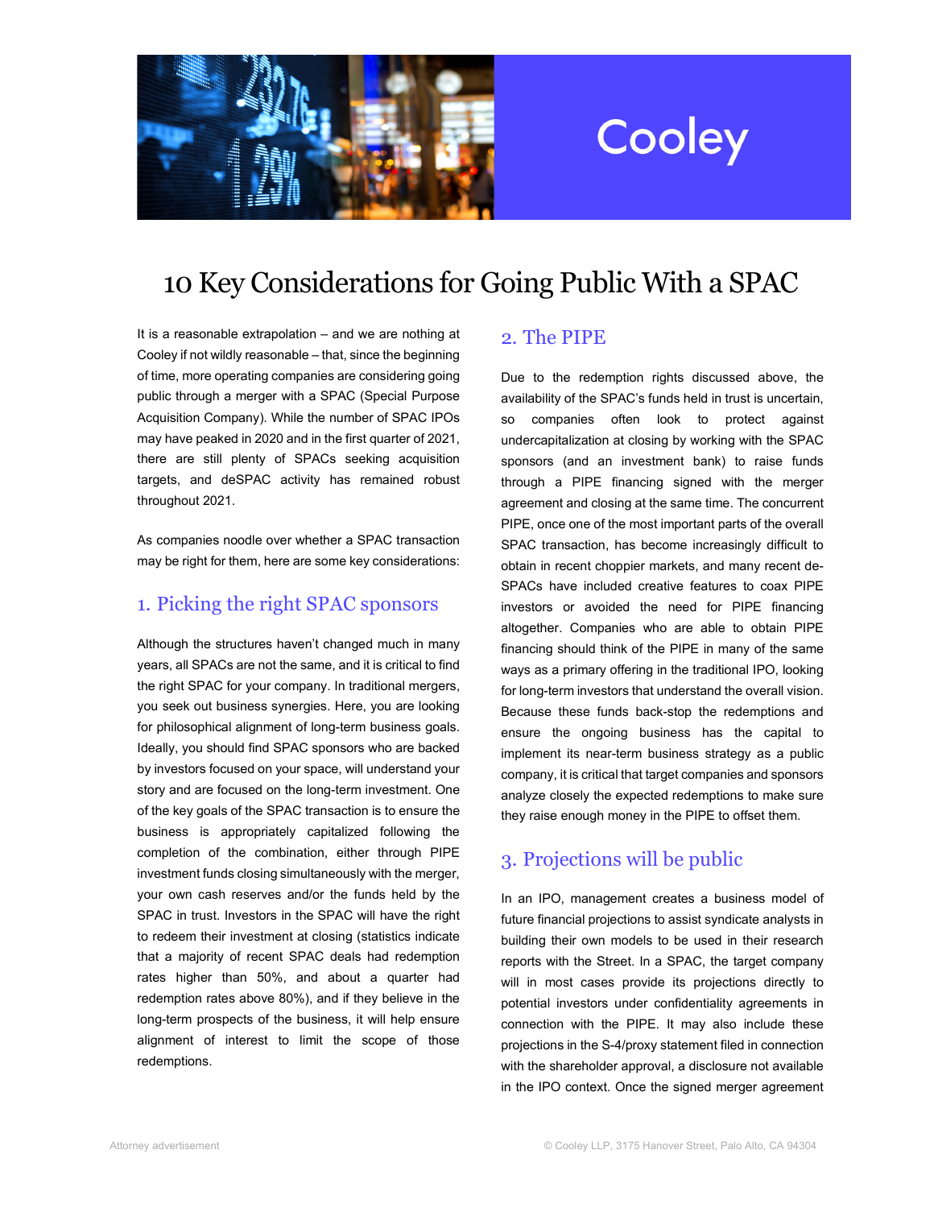Cooley

# 10 Key Considerations for Going Public With a SPAC

It is a reasonable extrapolation – and we are nothing at Cooley if not wildly reasonable – that, since the beginning of time, more operating companies are considering going public through a merger with a SPAC (Special Purpose Acquisition Company). While the number of SPAC IPOs may have peaked in 2020 and in the first quarter of 2021, there are still plenty of SPACs seeking acquisition targets, and deSPAC activity has remained robust throughout 2021.

As companies noodle over whether a SPAC transaction may be right for them, here are some key considerations:

## 1. Picking the right SPAC sponsors

Although the structures haven't changed much in many years, all SPACs are not the same, and it is critical to find the right SPAC for your company. In traditional mergers, you seek out business synergies. Here, you are looking for philosophical alignment of long-term business goals. Ideally, you should find SPAC sponsors who are backed by investors focused on your space, will understand your story and are focused on the long-term investment. One of the key goals of the SPAC transaction is to ensure the business is appropriately capitalized following the completion of the combination, either through PIPE investment funds closing simultaneously with the merger, your own cash reserves and/or the funds held by the SPAC in trust. Investors in the SPAC will have the right to redeem their investment at closing (statistics indicate that a majority of recent SPAC deals had redemption rates higher than 50%, and about a quarter had redemption rates above 80%), and if they believe in the long-term prospects of the business, it will help ensure alignment of interest to limit the scope of those redemptions.

## 2. The PIPE

Due to the redemption rights discussed above, the availability of the SPAC's funds held in trust is uncertain, so companies often look to protect against undercapitalization at closing by working with the SPAC sponsors (and an investment bank) to raise funds through a PIPE financing signed with the merger agreement and closing at the same time. The concurrent PIPE, once one of the most important parts of the overall SPAC transaction, has become increasingly difficult to obtain in recent choppier markets, and many recent de-SPACs have included creative features to coax PIPE investors or avoided the need for PIPE financing altogether. Companies who are able to obtain PIPE financing should think of the PIPE in many of the same ways as a primary offering in the traditional IPO, looking for long-term investors that understand the overall vision. Because these funds back-stop the redemptions and ensure the ongoing business has the capital to implement its near-term business strategy as a public company, it is critical that target companies and sponsors analyze closely the expected redemptions to make sure they raise enough money in the PIPE to offset them.

## 3. Projections will be public

In an IPO, management creates a business model of future financial projections to assist syndicate analysts in building their own models to be used in their research reports with the Street. In a SPAC, the target company will in most cases provide its projections directly to potential investors under confidentiality agreements in connection with the PIPE. It may also include these projections in the S-4/proxy statement filed in connection with the shareholder approval, a disclosure not available in the IPO context. Once the signed merger agreement

Attorney advertisement

© Cooley LLP, 3175 Hanover Street, Palo Alto, CA 94304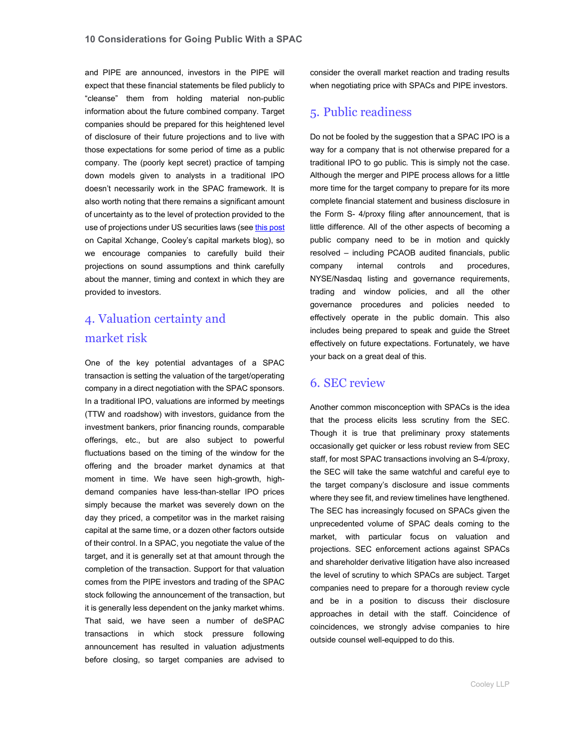and PIPE are announced, investors in the PIPE will expect that these financial statements be filed publicly to “cleanse” them from holding material non-public information about the future combined company. Target companies should be prepared for this heightened level of disclosure of their future projections and to live with those expectations for some period of time as a public company. The (poorly kept secret) practice of tamping down models given to analysts in a traditional IPO doesn’t necessarily work in the SPAC framework. It is also worth noting that there remains a significant amount of uncertainty as to the level of protection provided to the use of projections under US securities laws (see this post on Capital Xchange, Cooley’s capital markets blog), so we encourage companies to carefully build their projections on sound assumptions and think carefully about the manner, timing and context in which they are provided to investors.

## 4. Valuation certainty and market risk

One of the key potential advantages of a SPAC transaction is setting the valuation of the target/operating company in a direct negotiation with the SPAC sponsors. In a traditional IPO, valuations are informed by meetings (TTW and roadshow) with investors, guidance from the investment bankers, prior financing rounds, comparable offerings, etc., but are also subject to powerful fluctuations based on the timing of the window for the offering and the broader market dynamics at that moment in time. We have seen high-growth, high-demand companies have less-than-stellar IPO prices simply because the market was severely down on the day they priced, a competitor was in the market raising capital at the same time, or a dozen other factors outside of their control. In a SPAC, you negotiate the value of the target, and it is generally set at that amount through the completion of the transaction. Support for that valuation comes from the PIPE investors and trading of the SPAC stock following the announcement of the transaction, but it is generally less dependent on the janky market whims. That said, we have seen a number of deSPAC transactions in which stock pressure following announcement has resulted in valuation adjustments before closing, so target companies are advised to consider the overall market reaction and trading results when negotiating price with SPACs and PIPE investors.

## 5. Public readiness

Do not be fooled by the suggestion that a SPAC IPO is a way for a company that is not otherwise prepared for a traditional IPO to go public. This is simply not the case. Although the merger and PIPE process allows for a little more time for the target company to prepare for its more complete financial statement and business disclosure in the Form S- 4/proxy filing after announcement, that is little difference. All of the other aspects of becoming a public company need to be in motion and quickly resolved – including PCAOB audited financials, public company internal controls and procedures, NYSE/Nasdaq listing and governance requirements, trading and window policies, and all the other governance procedures and policies needed to effectively operate in the public domain. This also includes being prepared to speak and guide the Street effectively on future expectations. Fortunately, we have your back on a great deal of this.

## 6. SEC review

Another common misconception with SPACs is the idea that the process elicits less scrutiny from the SEC. Though it is true that preliminary proxy statements occasionally get quicker or less robust review from SEC staff, for most SPAC transactions involving an S-4/proxy, the SEC will take the same watchful and careful eye to the target company’s disclosure and issue comments where they see fit, and review timelines have lengthened. The SEC has increasingly focused on SPACs given the unprecedented volume of SPAC deals coming to the market, with particular focus on valuation and projections. SEC enforcement actions against SPACs and shareholder derivative litigation have also increased the level of scrutiny to which SPACs are subject. Target companies need to prepare for a thorough review cycle and be in a position to discuss their disclosure approaches in detail with the staff. Coincidence of coincidences, we strongly advise companies to hire outside counsel well-equipped to do this.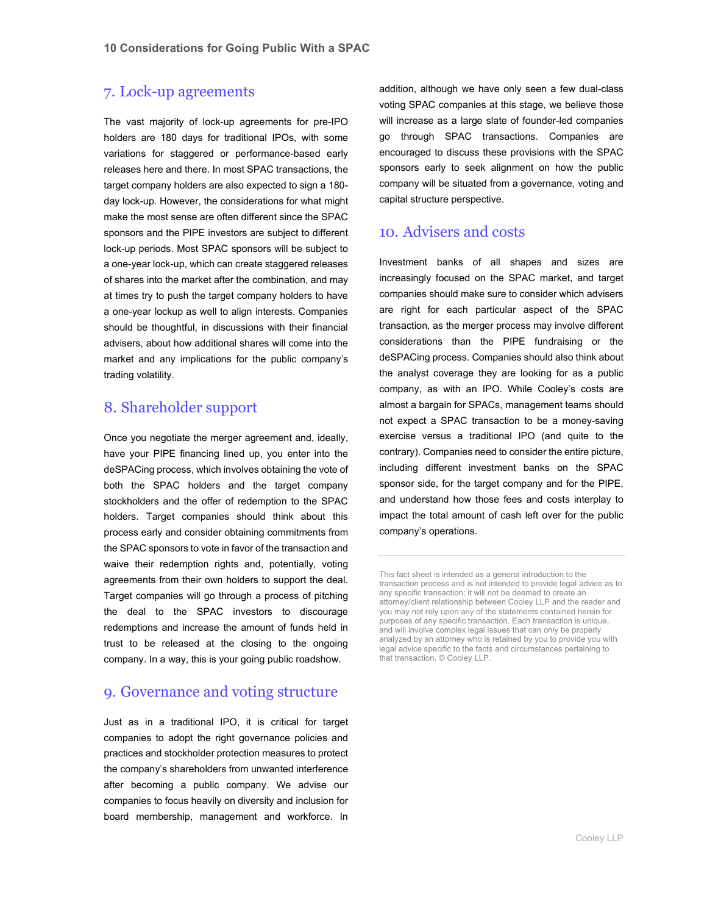## 7. Lock-up agreements

The vast majority of lock-up agreements for pre-IPO holders are 180 days for traditional IPOs, with some variations for staggered or performance-based early releases here and there. In most SPAC transactions, the target company holders are also expected to sign a 180-day lock-up. However, the considerations for what might make the most sense are often different since the SPAC sponsors and the PIPE investors are subject to different lock-up periods. Most SPAC sponsors will be subject to a one-year lock-up, which can create staggered releases of shares into the market after the combination, and may at times try to push the target company holders to have a one-year lockup as well to align interests. Companies should be thoughtful, in discussions with their financial advisers, about how additional shares will come into the market and any implications for the public company's trading volatility.

## 8. Shareholder support

Once you negotiate the merger agreement and, ideally, have your PIPE financing lined up, you enter into the deSPACing process, which involves obtaining the vote of both the SPAC holders and the target company stockholders and the offer of redemption to the SPAC holders. Target companies should think about this process early and consider obtaining commitments from the SPAC sponsors to vote in favor of the transaction and waive their redemption rights and, potentially, voting agreements from their own holders to support the deal. Target companies will go through a process of pitching the deal to the SPAC investors to discourage redemptions and increase the amount of funds held in trust to be released at the closing to the ongoing company. In a way, this is your going public roadshow.

## 9. Governance and voting structure

Just as in a traditional IPO, it is critical for target companies to adopt the right governance policies and practices and stockholder protection measures to protect the company's shareholders from unwanted interference after becoming a public company. We advise our companies to focus heavily on diversity and inclusion for board membership, management and workforce. In addition, although we have only seen a few dual-class voting SPAC companies at this stage, we believe those will increase as a large slate of founder-led companies go through SPAC transactions. Companies are encouraged to discuss these provisions with the SPAC sponsors early to seek alignment on how the public company will be situated from a governance, voting and capital structure perspective.

## 10. Advisers and costs

Investment banks of all shapes and sizes are increasingly focused on the SPAC market, and target companies should make sure to consider which advisers are right for each particular aspect of the SPAC transaction, as the merger process may involve different considerations than the PIPE fundraising or the deSPACing process. Companies should also think about the analyst coverage they are looking for as a public company, as with an IPO. While Cooley's costs are almost a bargain for SPACs, management teams should not expect a SPAC transaction to be a money-saving exercise versus a traditional IPO (and quite to the contrary). Companies need to consider the entire picture, including different investment banks on the SPAC sponsor side, for the target company and for the PIPE, and understand how those fees and costs interplay to impact the total amount of cash left over for the public company's operations.

---

This fact sheet is intended as a general introduction to the transaction process and is not intended to provide legal advice as to any specific transaction; it will not be deemed to create an attorney/client relationship between Cooley LLP and the reader and you may not rely upon any of the statements contained herein for purposes of any specific transaction. Each transaction is unique, and will involve complex legal issues that can only be properly analyzed by an attorney who is retained by you to provide you with legal advice specific to the facts and circumstances pertaining to that transaction. © Cooley LLP.